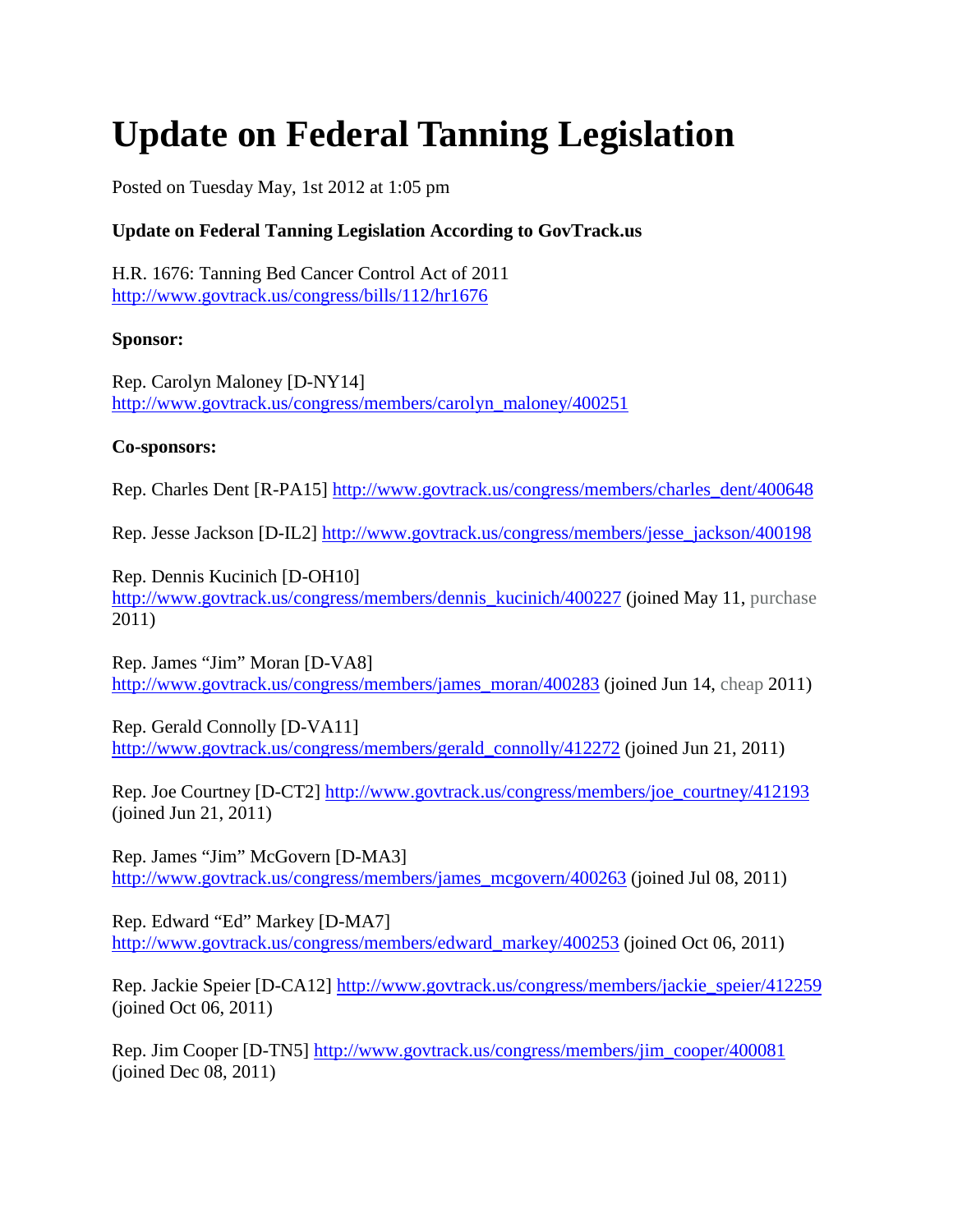# Update on Federal Tanning Legislation

Posted on Tuesday May, 1st 2012 at 1:05 pm

**Update on Federal Tanning Legislation According to GovTrack.us**

H.R. 1676: Tanning Bed Cancer Control Act of 2011
http://www.govtrack.us/congress/bills/112/hr1676

**Sponsor:**

Rep. Carolyn Maloney [D-NY14]
http://www.govtrack.us/congress/members/carolyn_maloney/400251

**Co-sponsors:**

Rep. Charles Dent [R-PA15] http://www.govtrack.us/congress/members/charles_dent/400648

Rep. Jesse Jackson [D-IL2] http://www.govtrack.us/congress/members/jesse_jackson/400198

Rep. Dennis Kucinich [D-OH10]
http://www.govtrack.us/congress/members/dennis_kucinich/400227 (joined May 11, purchase 2011)

Rep. James "Jim" Moran [D-VA8]
http://www.govtrack.us/congress/members/james_moran/400283 (joined Jun 14, cheap 2011)

Rep. Gerald Connolly [D-VA11]
http://www.govtrack.us/congress/members/gerald_connolly/412272 (joined Jun 21, 2011)

Rep. Joe Courtney [D-CT2] http://www.govtrack.us/congress/members/joe_courtney/412193 (joined Jun 21, 2011)

Rep. James "Jim" McGovern [D-MA3]
http://www.govtrack.us/congress/members/james_mcgovern/400263 (joined Jul 08, 2011)

Rep. Edward "Ed" Markey [D-MA7]
http://www.govtrack.us/congress/members/edward_markey/400253 (joined Oct 06, 2011)

Rep. Jackie Speier [D-CA12] http://www.govtrack.us/congress/members/jackie_speier/412259 (joined Oct 06, 2011)

Rep. Jim Cooper [D-TN5] http://www.govtrack.us/congress/members/jim_cooper/400081 (joined Dec 08, 2011)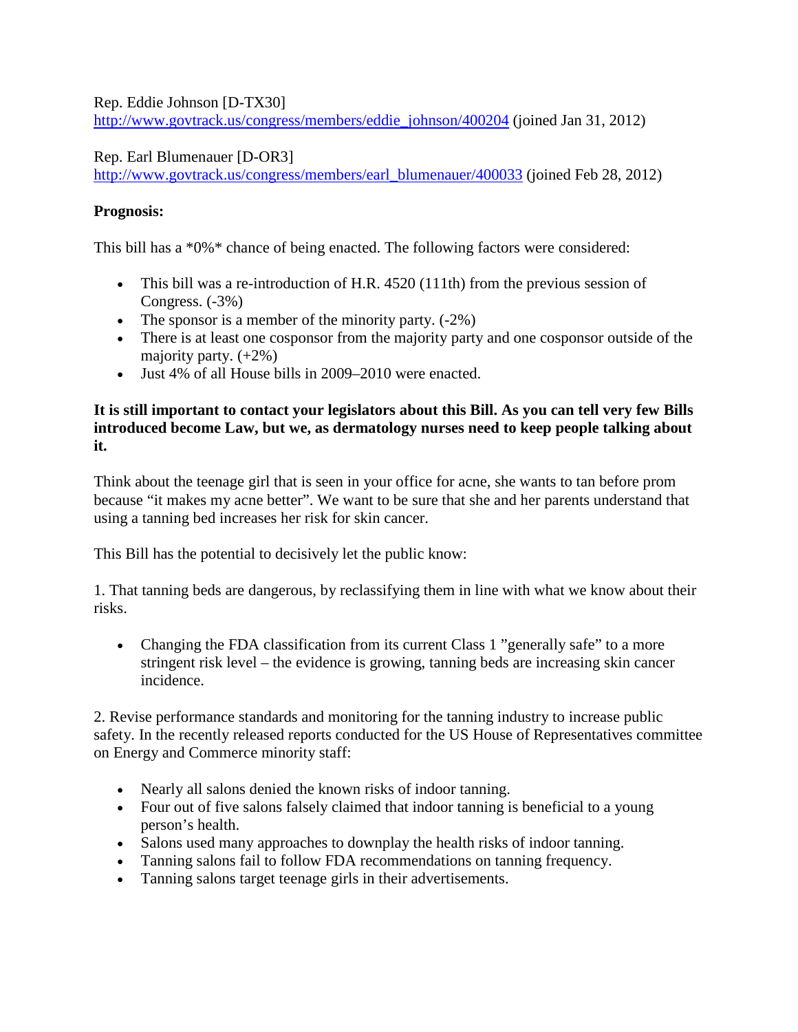Rep. Eddie Johnson [D-TX30]
http://www.govtrack.us/congress/members/eddie_johnson/400204 (joined Jan 31, 2012)

Rep. Earl Blumenauer [D-OR3]
http://www.govtrack.us/congress/members/earl_blumenauer/400033 (joined Feb 28, 2012)

**Prognosis:**

This bill has a *0%* chance of being enacted. The following factors were considered:

- This bill was a re-introduction of H.R. 4520 (111th) from the previous session of Congress. (-3%)
- The sponsor is a member of the minority party. (-2%)
- There is at least one cosponsor from the majority party and one cosponsor outside of the majority party. (+2%)
- Just 4% of all House bills in 2009–2010 were enacted.

**It is still important to contact your legislators about this Bill. As you can tell very few Bills introduced become Law, but we, as dermatology nurses need to keep people talking about it.**

Think about the teenage girl that is seen in your office for acne, she wants to tan before prom because "it makes my acne better". We want to be sure that she and her parents understand that using a tanning bed increases her risk for skin cancer.

This Bill has the potential to decisively let the public know:

1. That tanning beds are dangerous, by reclassifying them in line with what we know about their risks.

- Changing the FDA classification from its current Class 1 "generally safe" to a more stringent risk level – the evidence is growing, tanning beds are increasing skin cancer incidence.

2. Revise performance standards and monitoring for the tanning industry to increase public safety. In the recently released reports conducted for the US House of Representatives committee on Energy and Commerce minority staff:

- Nearly all salons denied the known risks of indoor tanning.
- Four out of five salons falsely claimed that indoor tanning is beneficial to a young person's health.
- Salons used many approaches to downplay the health risks of indoor tanning.
- Tanning salons fail to follow FDA recommendations on tanning frequency.
- Tanning salons target teenage girls in their advertisements.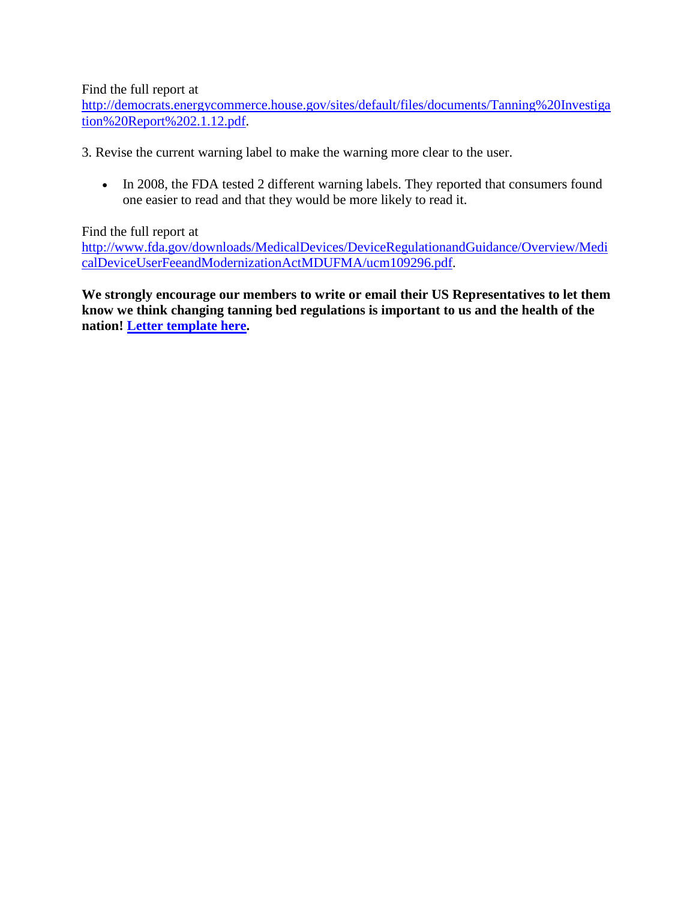Find the full report at
[http://democrats.energycommerce.house.gov/sites/default/files/documents/Tanning%20Investigation%20Report%202.1.12.pdf](http://democrats.energycommerce.house.gov/sites/default/files/documents/Tanning%20Investigation%20Report%202.1.12.pdf).

3. Revise the current warning label to make the warning more clear to the user.

- In 2008, the FDA tested 2 different warning labels. They reported that consumers found one easier to read and that they would be more likely to read it.

Find the full report at
[http://www.fda.gov/downloads/MedicalDevices/DeviceRegulationandGuidance/Overview/MedicalDeviceUserFeeandModernizationActMDUFMA/ucm109296.pdf](http://www.fda.gov/downloads/MedicalDevices/DeviceRegulationandGuidance/Overview/MedicalDeviceUserFeeandModernizationActMDUFMA/ucm109296.pdf).

**We strongly encourage our members to write or email their US Representatives to let them know we think changing tanning bed regulations is important to us and the health of the nation! Letter template here.**